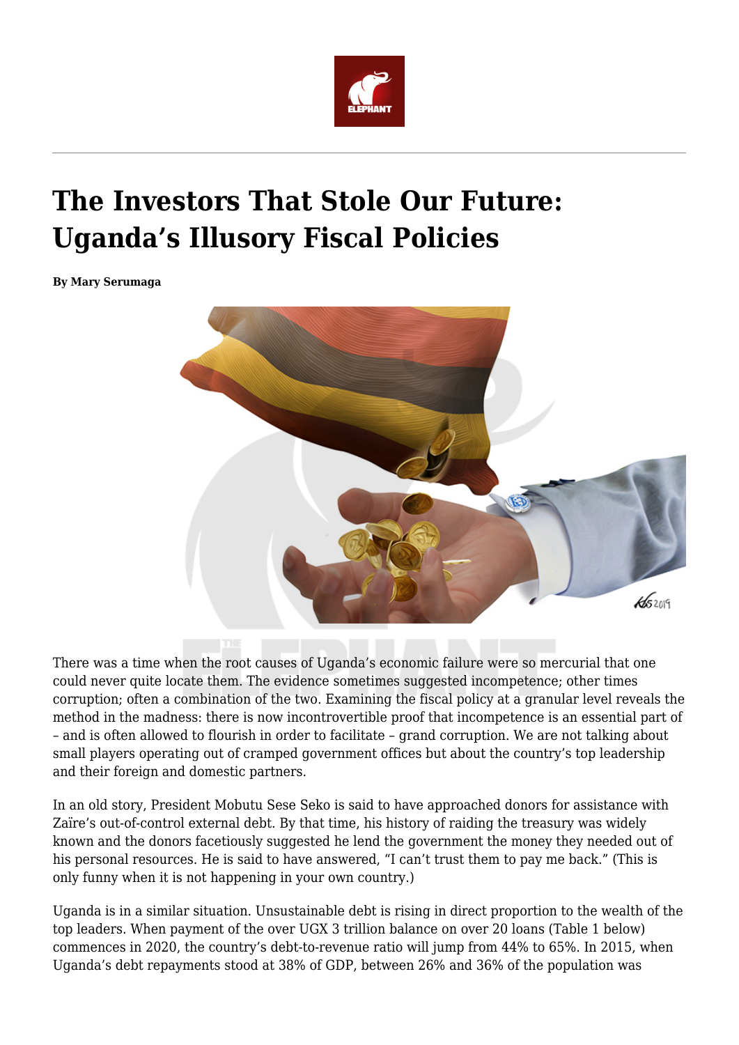# The Investors That Stole Our Future: Uganda's Illusory Fiscal Policies

**By Mary Serumaga**

There was a time when the root causes of Uganda's economic failure were so mercurial that one could never quite locate them. The evidence sometimes suggested incompetence; other times corruption; often a combination of the two. Examining the fiscal policy at a granular level reveals the method in the madness: there is now incontrovertible proof that incompetence is an essential part of – and is often allowed to flourish in order to facilitate – grand corruption. We are not talking about small players operating out of cramped government offices but about the country's top leadership and their foreign and domestic partners.

In an old story, President Mobutu Sese Seko is said to have approached donors for assistance with Zaïre's out-of-control external debt. By that time, his history of raiding the treasury was widely known and the donors facetiously suggested he lend the government the money they needed out of his personal resources. He is said to have answered, "I can't trust them to pay me back." (This is only funny when it is not happening in your own country.)

Uganda is in a similar situation. Unsustainable debt is rising in direct proportion to the wealth of the top leaders. When payment of the over UGX 3 trillion balance on over 20 loans (Table 1 below) commences in 2020, the country's debt-to-revenue ratio will jump from 44% to 65%. In 2015, when Uganda's debt repayments stood at 38% of GDP, between 26% and 36% of the population was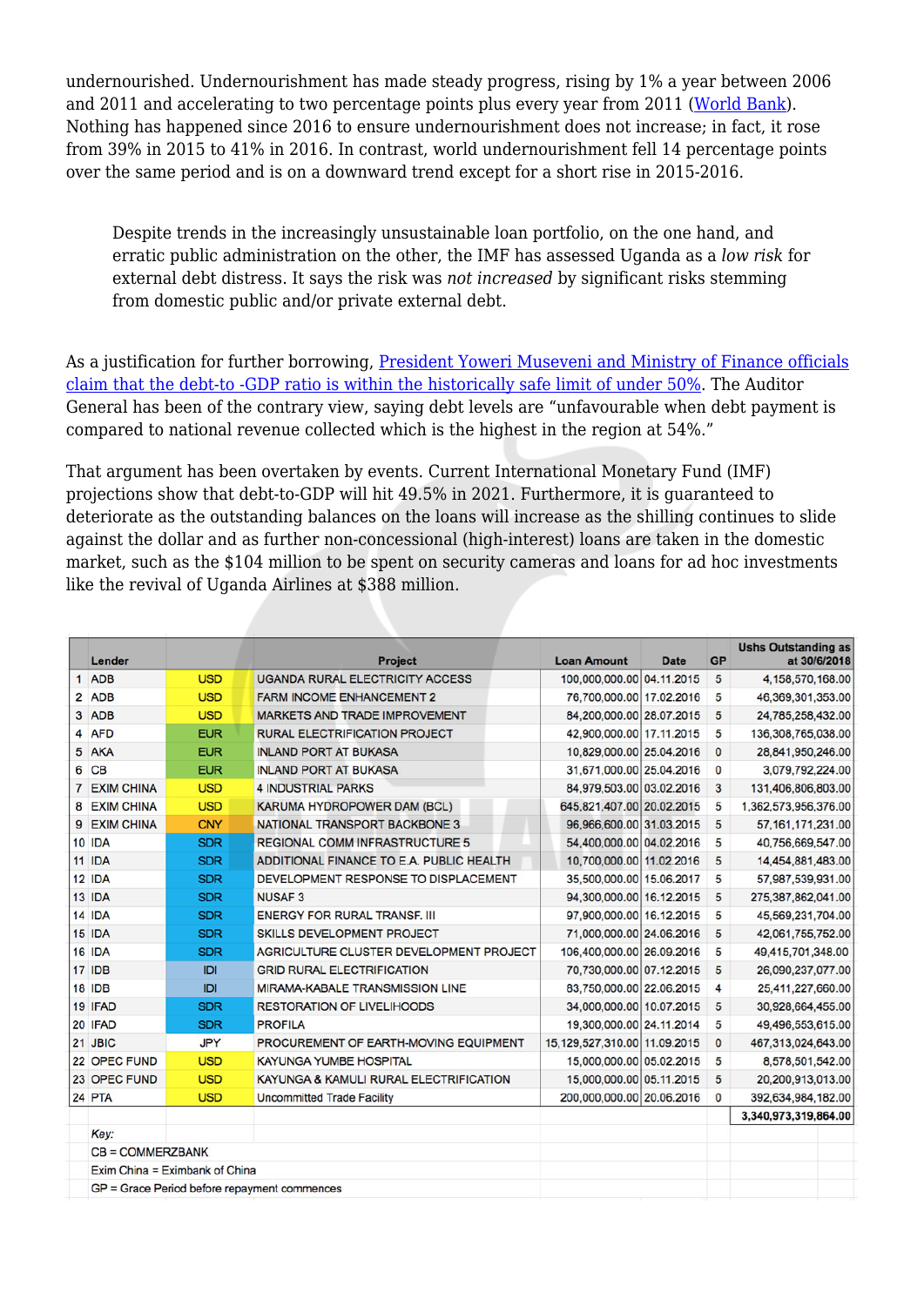undernourished. Undernourishment has made steady progress, rising by 1% a year between 2006 and 2011 and accelerating to two percentage points plus every year from 2011 ([World Bank](#)). Nothing has happened since 2016 to ensure undernourishment does not increase; in fact, it rose from 39% in 2015 to 41% in 2016. In contrast, world undernourishment fell 14 percentage points over the same period and is on a downward trend except for a short rise in 2015-2016.

> Despite trends in the increasingly unsustainable loan portfolio, on the one hand, and erratic public administration on the other, the IMF has assessed Uganda as a *low risk* for external debt distress. It says the risk was *not increased* by significant risks stemming from domestic public and/or private external debt.

As a justification for further borrowing, [President Yoweri Museveni and Ministry of Finance officials claim that the debt-to -GDP ratio is within the historically safe limit of under 50%](#). The Auditor General has been of the contrary view, saying debt levels are "unfavourable when debt payment is compared to national revenue collected which is the highest in the region at 54%."

That argument has been overtaken by events. Current International Monetary Fund (IMF) projections show that debt-to-GDP will hit 49.5% in 2021. Furthermore, it is guaranteed to deteriorate as the outstanding balances on the loans will increase as the shilling continues to slide against the dollar and as further non-concessional (high-interest) loans are taken in the domestic market, such as the $104 million to be spent on security cameras and loans for ad hoc investments like the revival of Uganda Airlines at $388 million.

| | Lender | | Project | Loan Amount | Date | GP | Ushs Outstanding as at 30/6/2018 |
|---|---|---|---|---|---|---|---|
| 1 | ADB | USD | UGANDA RURAL ELECTRICITY ACCESS | 100,000,000.00 | 04.11.2015 | 5 | 4,158,570,168.00 |
| 2 | ADB | USD | FARM INCOME ENHANCEMENT 2 | 76,700,000.00 | 17.02.2016 | 5 | 46,369,301,353.00 |
| 3 | ADB | USD | MARKETS AND TRADE IMPROVEMENT | 84,200,000.00 | 28.07.2015 | 5 | 24,785,258,432.00 |
| 4 | AFD | EUR | RURAL ELECTRIFICATION PROJECT | 42,900,000.00 | 17.11.2015 | 5 | 136,308,765,038.00 |
| 5 | AKA | EUR | INLAND PORT AT BUKASA | 10,829,000.00 | 25.04.2016 | 0 | 28,841,950,246.00 |
| 6 | CB | EUR | INLAND PORT AT BUKASA | 31,671,000.00 | 25.04.2016 | 0 | 3,079,792,224.00 |
| 7 | EXIM CHINA | USD | 4 INDUSTRIAL PARKS | 84,979,503.00 | 03.02.2016 | 3 | 131,406,806,803.00 |
| 8 | EXIM CHINA | USD | KARUMA HYDROPOWER DAM (BCL) | 645,821,407.00 | 20.02.2015 | 5 | 1,362,573,956,376.00 |
| 9 | EXIM CHINA | CNY | NATIONAL TRANSPORT BACKBONE 3 | 96,966,600.00 | 31.03.2015 | 5 | 57,161,171,231.00 |
| 10 | IDA | SDR | REGIONAL COMM INFRASTRUCTURE 5 | 54,400,000.00 | 04.02.2016 | 5 | 40,756,669,547.00 |
| 11 | IDA | SDR | ADDITIONAL FINANCE TO E.A. PUBLIC HEALTH | 10,700,000.00 | 11.02.2016 | 5 | 14,454,881,483.00 |
| 12 | IDA | SDR | DEVELOPMENT RESPONSE TO DISPLACEMENT | 35,500,000.00 | 15.06.2017 | 5 | 57,987,539,931.00 |
| 13 | IDA | SDR | NUSAF 3 | 94,300,000.00 | 16.12.2015 | 5 | 275,387,862,041.00 |
| 14 | IDA | SDR | ENERGY FOR RURAL TRANSF. III | 97,900,000.00 | 16.12.2015 | 5 | 45,569,231,704.00 |
| 15 | IDA | SDR | SKILLS DEVELOPMENT PROJECT | 71,000,000.00 | 24.06.2016 | 5 | 42,061,755,752.00 |
| 16 | IDA | SDR | AGRICULTURE CLUSTER DEVELOPMENT PROJECT | 106,400,000.00 | 26.09.2016 | 5 | 49,415,701,348.00 |
| 17 | IDB | IDI | GRID RURAL ELECTRIFICATION | 70,730,000.00 | 07.12.2015 | 5 | 26,090,237,077.00 |
| 18 | IDB | IDI | MIRAMA-KABALE TRANSMISSION LINE | 83,750,000.00 | 22.06.2015 | 4 | 25,411,227,660.00 |
| 19 | IFAD | SDR | RESTORATION OF LIVELIHOODS | 34,000,000.00 | 10.07.2015 | 5 | 30,928,664,455.00 |
| 20 | IFAD | SDR | PROFILA | 19,300,000.00 | 24.11.2014 | 5 | 49,496,553,615.00 |
| 21 | JBIC | JPY | PROCUREMENT OF EARTH-MOVING EQUIPMENT | 15,129,527,310.00 | 11.09.2015 | 0 | 467,313,024,643.00 |
| 22 | OPEC FUND | USD | KAYUNGA YUMBE HOSPITAL | 15,000,000.00 | 05.02.2015 | 5 | 8,578,501,542.00 |
| 23 | OPEC FUND | USD | KAYUNGA & KAMULI RURAL ELECTRIFICATION | 15,000,000.00 | 05.11.2015 | 5 | 20,200,913,013.00 |
| 24 | PTA | USD | Uncommitted Trade Facility | 200,000,000.00 | 20.06.2016 | 0 | 392,634,984,182.00 |
| | | | | | | | **3,340,973,319,864.00** |

*Key:*

CB = COMMERZBANK

Exim China = Eximbank of China

GP = Grace Period before repayment commences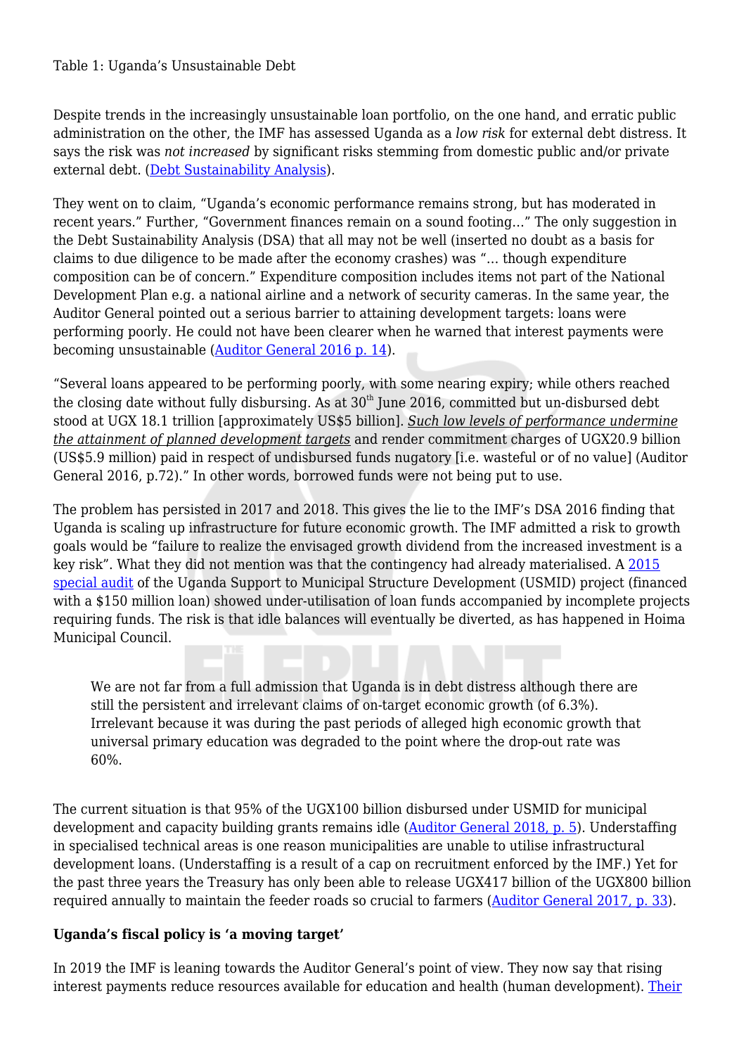Table 1: Uganda's Unsustainable Debt

Despite trends in the increasingly unsustainable loan portfolio, on the one hand, and erratic public administration on the other, the IMF has assessed Uganda as a *low risk* for external debt distress. It says the risk was *not increased* by significant risks stemming from domestic public and/or private external debt. (Debt Sustainability Analysis).

They went on to claim, "Uganda's economic performance remains strong, but has moderated in recent years." Further, "Government finances remain on a sound footing…" The only suggestion in the Debt Sustainability Analysis (DSA) that all may not be well (inserted no doubt as a basis for claims to due diligence to be made after the economy crashes) was "… though expenditure composition can be of concern." Expenditure composition includes items not part of the National Development Plan e.g. a national airline and a network of security cameras. In the same year, the Auditor General pointed out a serious barrier to attaining development targets: loans were performing poorly. He could not have been clearer when he warned that interest payments were becoming unsustainable (Auditor General 2016 p. 14).

"Several loans appeared to be performing poorly, with some nearing expiry; while others reached the closing date without fully disbursing. As at 30th June 2016, committed but un-disbursed debt stood at UGX 18.1 trillion [approximately US$5 billion]. *Such low levels of performance undermine the attainment of planned development targets* and render commitment charges of UGX20.9 billion (US$5.9 million) paid in respect of undisbursed funds nugatory [i.e. wasteful or of no value] (Auditor General 2016, p.72)." In other words, borrowed funds were not being put to use.

The problem has persisted in 2017 and 2018. This gives the lie to the IMF's DSA 2016 finding that Uganda is scaling up infrastructure for future economic growth. The IMF admitted a risk to growth goals would be "failure to realize the envisaged growth dividend from the increased investment is a key risk". What they did not mention was that the contingency had already materialised. A 2015 special audit of the Uganda Support to Municipal Structure Development (USMID) project (financed with a $150 million loan) showed under-utilisation of loan funds accompanied by incomplete projects requiring funds. The risk is that idle balances will eventually be diverted, as has happened in Hoima Municipal Council.

> We are not far from a full admission that Uganda is in debt distress although there are still the persistent and irrelevant claims of on-target economic growth (of 6.3%). Irrelevant because it was during the past periods of alleged high economic growth that universal primary education was degraded to the point where the drop-out rate was 60%.

The current situation is that 95% of the UGX100 billion disbursed under USMID for municipal development and capacity building grants remains idle (Auditor General 2018, p. 5). Understaffing in specialised technical areas is one reason municipalities are unable to utilise infrastructural development loans. (Understaffing is a result of a cap on recruitment enforced by the IMF.) Yet for the past three years the Treasury has only been able to release UGX417 billion of the UGX800 billion required annually to maintain the feeder roads so crucial to farmers (Auditor General 2017, p. 33).

**Uganda's fiscal policy is 'a moving target'**

In 2019 the IMF is leaning towards the Auditor General's point of view. They now say that rising interest payments reduce resources available for education and health (human development). Their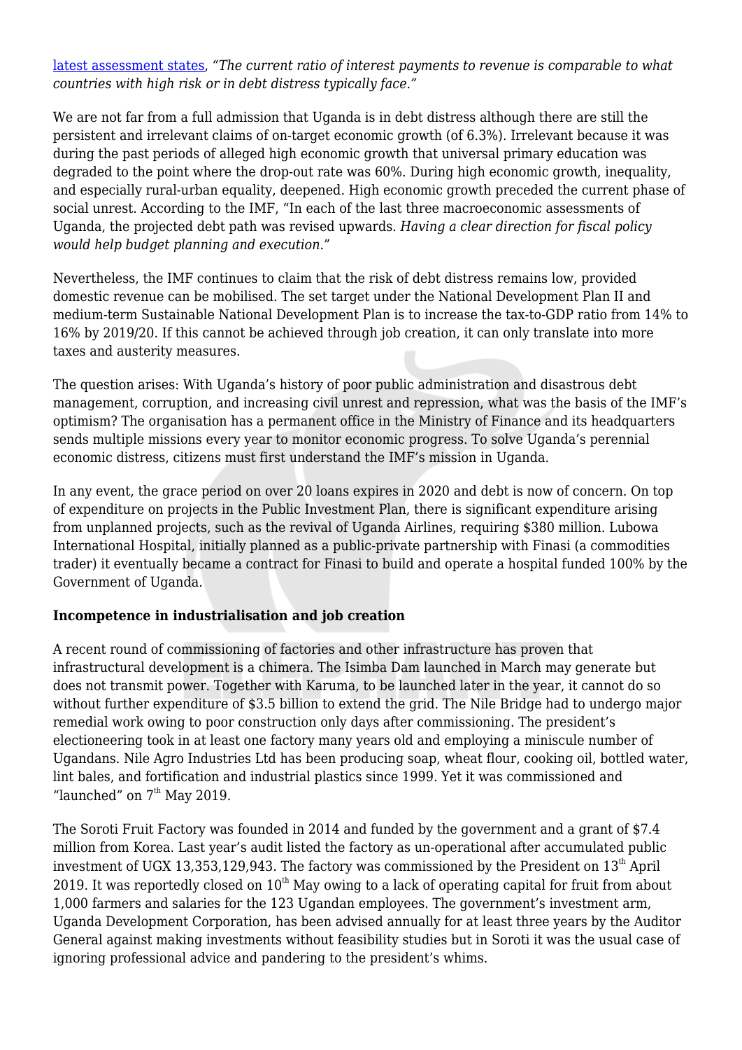[latest assessment states](), *"The current ratio of interest payments to revenue is comparable to what countries with high risk or in debt distress typically face."*

We are not far from a full admission that Uganda is in debt distress although there are still the persistent and irrelevant claims of on-target economic growth (of 6.3%). Irrelevant because it was during the past periods of alleged high economic growth that universal primary education was degraded to the point where the drop-out rate was 60%. During high economic growth, inequality, and especially rural-urban equality, deepened. High economic growth preceded the current phase of social unrest. According to the IMF, "In each of the last three macroeconomic assessments of Uganda, the projected debt path was revised upwards. *Having a clear direction for fiscal policy would help budget planning and execution.*"

Nevertheless, the IMF continues to claim that the risk of debt distress remains low, provided domestic revenue can be mobilised. The set target under the National Development Plan II and medium-term Sustainable National Development Plan is to increase the tax-to-GDP ratio from 14% to 16% by 2019/20. If this cannot be achieved through job creation, it can only translate into more taxes and austerity measures.

The question arises: With Uganda's history of poor public administration and disastrous debt management, corruption, and increasing civil unrest and repression, what was the basis of the IMF's optimism? The organisation has a permanent office in the Ministry of Finance and its headquarters sends multiple missions every year to monitor economic progress. To solve Uganda's perennial economic distress, citizens must first understand the IMF's mission in Uganda.

In any event, the grace period on over 20 loans expires in 2020 and debt is now of concern. On top of expenditure on projects in the Public Investment Plan, there is significant expenditure arising from unplanned projects, such as the revival of Uganda Airlines, requiring $380 million. Lubowa International Hospital, initially planned as a public-private partnership with Finasi (a commodities trader) it eventually became a contract for Finasi to build and operate a hospital funded 100% by the Government of Uganda.

**Incompetence in industrialisation and job creation**

A recent round of commissioning of factories and other infrastructure has proven that infrastructural development is a chimera. The Isimba Dam launched in March may generate but does not transmit power. Together with Karuma, to be launched later in the year, it cannot do so without further expenditure of $3.5 billion to extend the grid. The Nile Bridge had to undergo major remedial work owing to poor construction only days after commissioning. The president's electioneering took in at least one factory many years old and employing a miniscule number of Ugandans. Nile Agro Industries Ltd has been producing soap, wheat flour, cooking oil, bottled water, lint bales, and fortification and industrial plastics since 1999. Yet it was commissioned and "launched" on 7th May 2019.

The Soroti Fruit Factory was founded in 2014 and funded by the government and a grant of $7.4 million from Korea. Last year's audit listed the factory as un-operational after accumulated public investment of UGX 13,353,129,943. The factory was commissioned by the President on 13th April 2019. It was reportedly closed on 10th May owing to a lack of operating capital for fruit from about 1,000 farmers and salaries for the 123 Ugandan employees. The government's investment arm, Uganda Development Corporation, has been advised annually for at least three years by the Auditor General against making investments without feasibility studies but in Soroti it was the usual case of ignoring professional advice and pandering to the president's whims.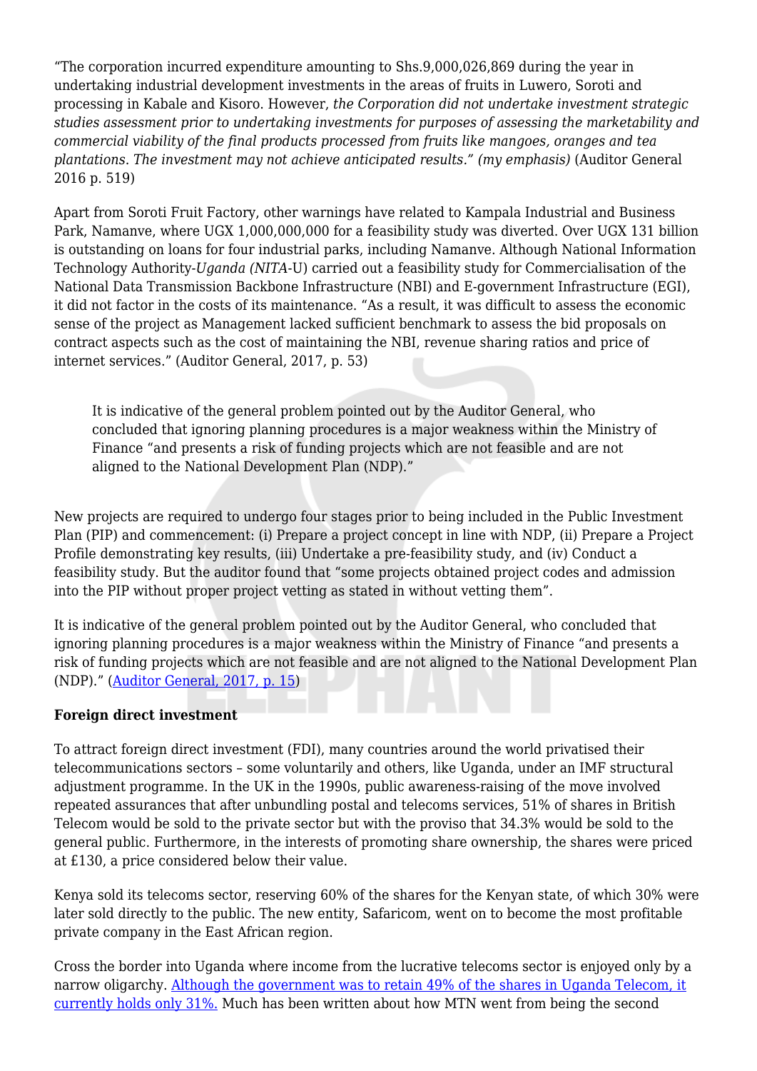"The corporation incurred expenditure amounting to Shs.9,000,026,869 during the year in undertaking industrial development investments in the areas of fruits in Luwero, Soroti and processing in Kabale and Kisoro. However, *the Corporation did not undertake investment strategic studies assessment prior to undertaking investments for purposes of assessing the marketability and commercial viability of the final products processed from fruits like mangoes, oranges and tea plantations. The investment may not achieve anticipated results." (my emphasis)* (Auditor General 2016 p. 519)

Apart from Soroti Fruit Factory, other warnings have related to Kampala Industrial and Business Park, Namanve, where UGX 1,000,000,000 for a feasibility study was diverted. Over UGX 131 billion is outstanding on loans for four industrial parks, including Namanve. Although National Information Technology Authority-*Uganda (NITA*-U) carried out a feasibility study for Commercialisation of the National Data Transmission Backbone Infrastructure (NBI) and E-government Infrastructure (EGI), it did not factor in the costs of its maintenance. "As a result, it was difficult to assess the economic sense of the project as Management lacked sufficient benchmark to assess the bid proposals on contract aspects such as the cost of maintaining the NBI, revenue sharing ratios and price of internet services." (Auditor General, 2017, p. 53)

> It is indicative of the general problem pointed out by the Auditor General, who concluded that ignoring planning procedures is a major weakness within the Ministry of Finance "and presents a risk of funding projects which are not feasible and are not aligned to the National Development Plan (NDP)."

New projects are required to undergo four stages prior to being included in the Public Investment Plan (PIP) and commencement: (i) Prepare a project concept in line with NDP, (ii) Prepare a Project Profile demonstrating key results, (iii) Undertake a pre-feasibility study, and (iv) Conduct a feasibility study. But the auditor found that "some projects obtained project codes and admission into the PIP without proper project vetting as stated in without vetting them".

It is indicative of the general problem pointed out by the Auditor General, who concluded that ignoring planning procedures is a major weakness within the Ministry of Finance "and presents a risk of funding projects which are not feasible and are not aligned to the National Development Plan (NDP)." (Auditor General, 2017, p. 15)

**Foreign direct investment**

To attract foreign direct investment (FDI), many countries around the world privatised their telecommunications sectors – some voluntarily and others, like Uganda, under an IMF structural adjustment programme. In the UK in the 1990s, public awareness-raising of the move involved repeated assurances that after unbundling postal and telecoms services, 51% of shares in British Telecom would be sold to the private sector but with the proviso that 34.3% would be sold to the general public. Furthermore, in the interests of promoting share ownership, the shares were priced at £130, a price considered below their value.

Kenya sold its telecoms sector, reserving 60% of the shares for the Kenyan state, of which 30% were later sold directly to the public. The new entity, Safaricom, went on to become the most profitable private company in the East African region.

Cross the border into Uganda where income from the lucrative telecoms sector is enjoyed only by a narrow oligarchy. Although the government was to retain 49% of the shares in Uganda Telecom, it currently holds only 31%. Much has been written about how MTN went from being the second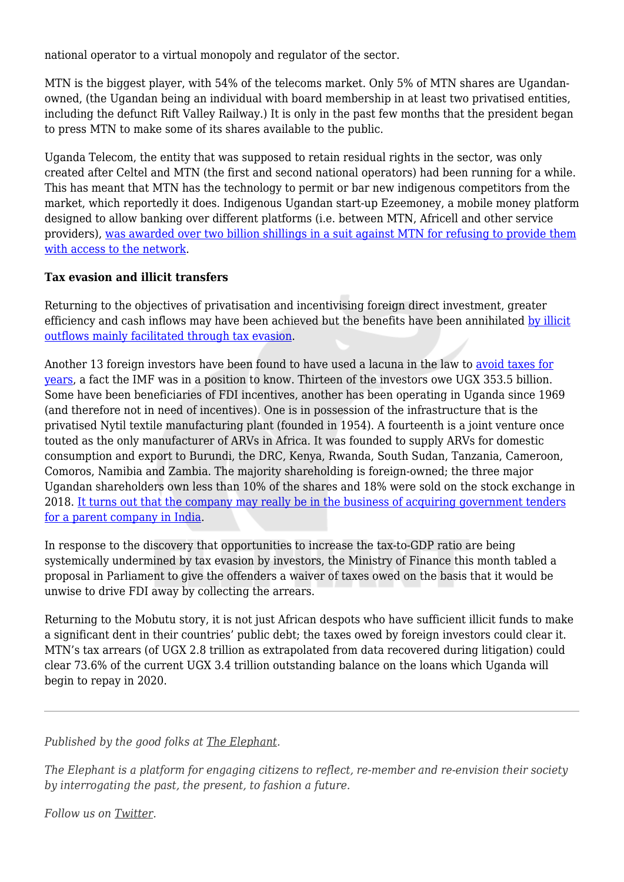national operator to a virtual monopoly and regulator of the sector.

MTN is the biggest player, with 54% of the telecoms market. Only 5% of MTN shares are Ugandan-owned, (the Ugandan being an individual with board membership in at least two privatised entities, including the defunct Rift Valley Railway.) It is only in the past few months that the president began to press MTN to make some of its shares available to the public.

Uganda Telecom, the entity that was supposed to retain residual rights in the sector, was only created after Celtel and MTN (the first and second national operators) had been running for a while. This has meant that MTN has the technology to permit or bar new indigenous competitors from the market, which reportedly it does. Indigenous Ugandan start-up Ezeemoney, a mobile money platform designed to allow banking over different platforms (i.e. between MTN, Africell and other service providers), was awarded over two billion shillings in a suit against MTN for refusing to provide them with access to the network.

**Tax evasion and illicit transfers**

Returning to the objectives of privatisation and incentivising foreign direct investment, greater efficiency and cash inflows may have been achieved but the benefits have been annihilated by illicit outflows mainly facilitated through tax evasion.

Another 13 foreign investors have been found to have used a lacuna in the law to avoid taxes for years, a fact the IMF was in a position to know. Thirteen of the investors owe UGX 353.5 billion. Some have been beneficiaries of FDI incentives, another has been operating in Uganda since 1969 (and therefore not in need of incentives). One is in possession of the infrastructure that is the privatised Nytil textile manufacturing plant (founded in 1954). A fourteenth is a joint venture once touted as the only manufacturer of ARVs in Africa. It was founded to supply ARVs for domestic consumption and export to Burundi, the DRC, Kenya, Rwanda, South Sudan, Tanzania, Cameroon, Comoros, Namibia and Zambia. The majority shareholding is foreign-owned; the three major Ugandan shareholders own less than 10% of the shares and 18% were sold on the stock exchange in 2018. It turns out that the company may really be in the business of acquiring government tenders for a parent company in India.

In response to the discovery that opportunities to increase the tax-to-GDP ratio are being systemically undermined by tax evasion by investors, the Ministry of Finance this month tabled a proposal in Parliament to give the offenders a waiver of taxes owed on the basis that it would be unwise to drive FDI away by collecting the arrears.

Returning to the Mobutu story, it is not just African despots who have sufficient illicit funds to make a significant dent in their countries' public debt; the taxes owed by foreign investors could clear it. MTN's tax arrears (of UGX 2.8 trillion as extrapolated from data recovered during litigation) could clear 73.6% of the current UGX 3.4 trillion outstanding balance on the loans which Uganda will begin to repay in 2020.

---

*Published by the good folks at The Elephant.*

*The Elephant is a platform for engaging citizens to reflect, re-member and re-envision their society by interrogating the past, the present, to fashion a future.*

*Follow us on Twitter.*